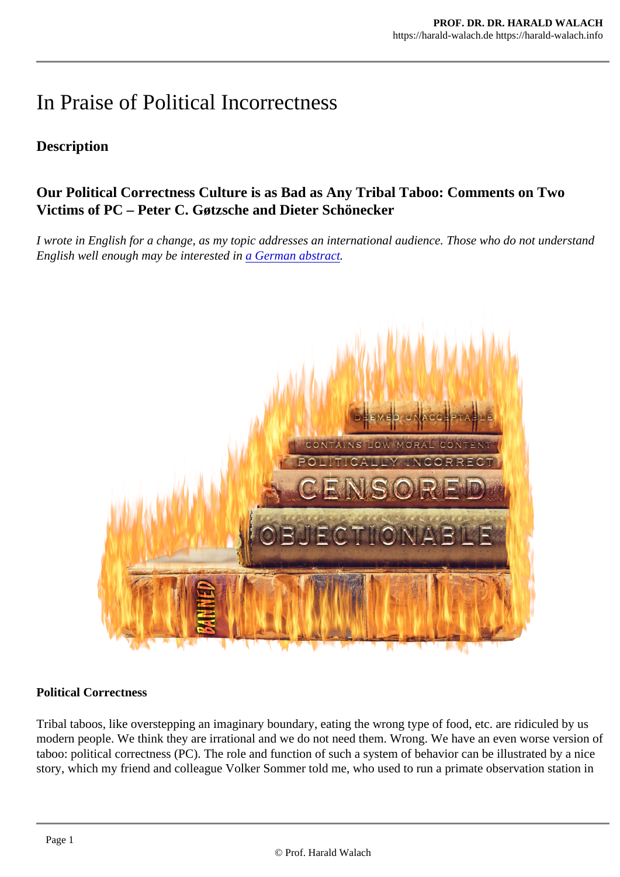# In Praise of Political Incorrectness

## Description

### Our Political Correctness Culture is as Bad as Any Tribal Taboo: Comments on Two Victims of PC – Peter C. Gøtzsche and Dieter Schönecker

*I wrote in English for a change, as my topic addresses an international audience. Those who do not understand English well enough may be interested in [a German abstract](#).*

**Political Correctness**

Tribal taboos, like overstepping an imaginary boundary, eating the wrong type of food, etc. are ridiculed by us modern people. We think they are irrational and we do not need them. Wrong. We have an even worse version of taboo: political correctness (PC). The role and function of such a system of behavior can be illustrated by a nice story, which my friend and colleague Volker Sommer told me, who used to run a primate observation station in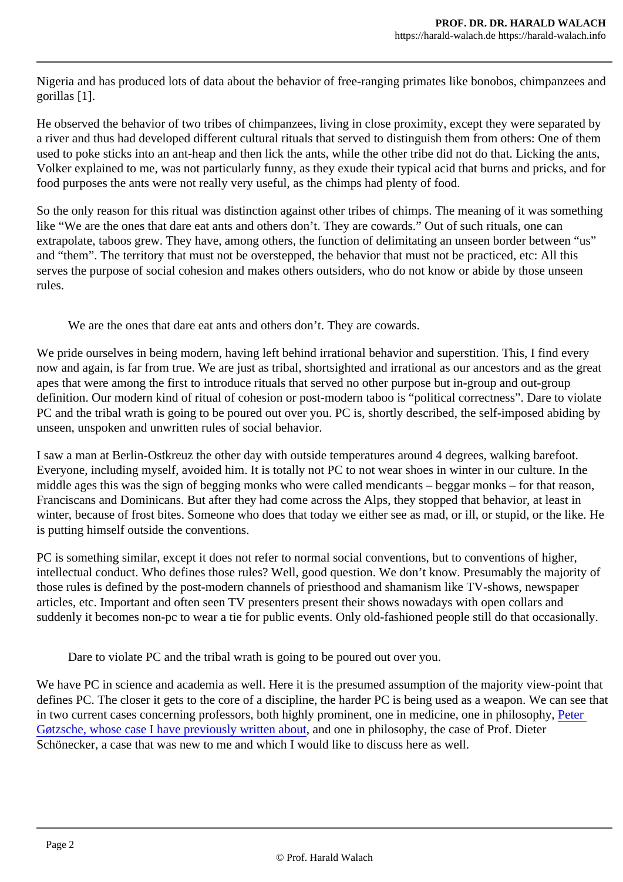Nigeria and has produced lots of data about the behavior of free-ranging primates like bonobos, chimpanzees and gorillas [1].

He observed the behavior of two tribes of chimpanzees, living in close proximity, except they were separated by a river and thus had developed different cultural rituals that served to distinguish them from others: One of them used to poke sticks into an ant-heap and then lick the ants, while the other tribe did not do that. Licking the ants, Volker explained to me, was not particularly funny, as they exude their typical acid that burns and pricks, and for food purposes the ants were not really very useful, as the chimps had plenty of food.

So the only reason for this ritual was distinction against other tribes of chimps. The meaning of it was something like "We are the ones that dare eat ants and others don't. They are cowards." Out of such rituals, one can extrapolate, taboos grew. They have, among others, the function of delimitating an unseen border between "us" and "them". The territory that must not be overstepped, the behavior that must not be practiced, etc: All this serves the purpose of social cohesion and makes others outsiders, who do not know or abide by those unseen rules.

> We are the ones that dare eat ants and others don't. They are cowards.

We pride ourselves in being modern, having left behind irrational behavior and superstition. This, I find every now and again, is far from true. We are just as tribal, shortsighted and irrational as our ancestors and as the great apes that were among the first to introduce rituals that served no other purpose but in-group and out-group definition. Our modern kind of ritual of cohesion or post-modern taboo is "political correctness". Dare to violate PC and the tribal wrath is going to be poured out over you. PC is, shortly described, the self-imposed abiding by unseen, unspoken and unwritten rules of social behavior.

I saw a man at Berlin-Ostkreuz the other day with outside temperatures around 4 degrees, walking barefoot. Everyone, including myself, avoided him. It is totally not PC to not wear shoes in winter in our culture. In the middle ages this was the sign of begging monks who were called mendicants – beggar monks – for that reason, Franciscans and Dominicans. But after they had come across the Alps, they stopped that behavior, at least in winter, because of frost bites. Someone who does that today we either see as mad, or ill, or stupid, or the like. He is putting himself outside the conventions.

PC is something similar, except it does not refer to normal social conventions, but to conventions of higher, intellectual conduct. Who defines those rules? Well, good question. We don't know. Presumably the majority of those rules is defined by the post-modern channels of priesthood and shamanism like TV-shows, newspaper articles, etc. Important and often seen TV presenters present their shows nowadays with open collars and suddenly it becomes non-pc to wear a tie for public events. Only old-fashioned people still do that occasionally.

> Dare to violate PC and the tribal wrath is going to be poured out over you.

We have PC in science and academia as well. Here it is the presumed assumption of the majority view-point that defines PC. The closer it gets to the core of a discipline, the harder PC is being used as a weapon. We can see that in two current cases concerning professors, both highly prominent, one in medicine, one in philosophy, Peter Gøtzsche, whose case I have previously written about, and one in philosophy, the case of Prof. Dieter Schönecker, a case that was new to me and which I would like to discuss here as well.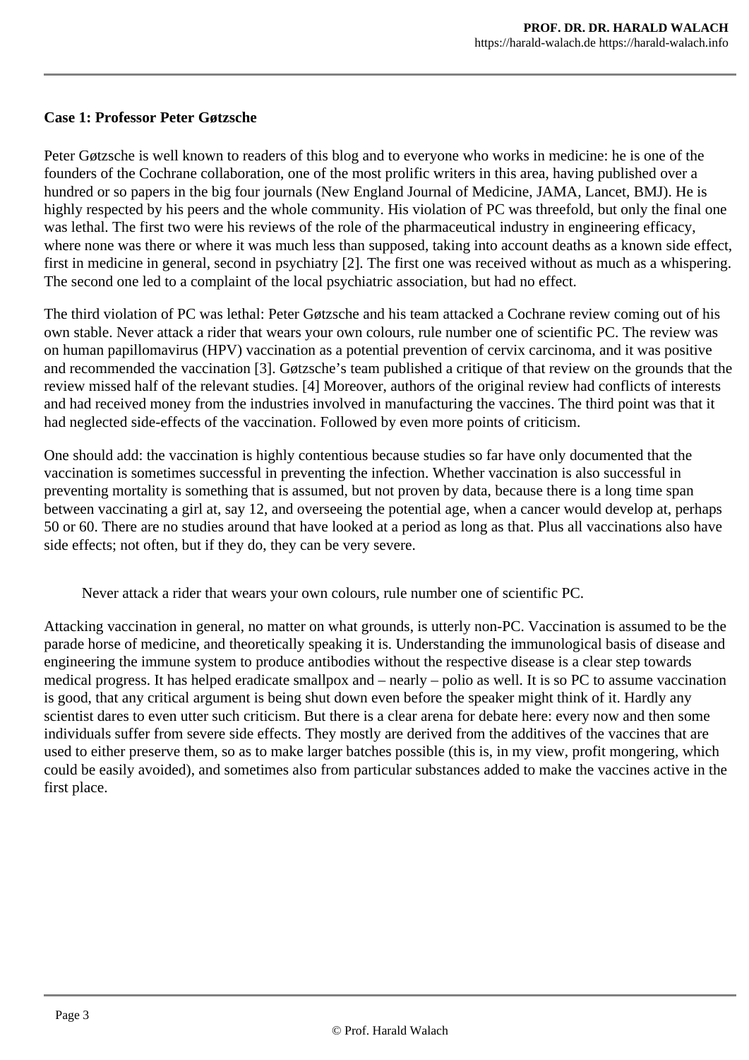**Case 1: Professor Peter Gøtzsche**

Peter Gøtzsche is well known to readers of this blog and to everyone who works in medicine: he is one of the founders of the Cochrane collaboration, one of the most prolific writers in this area, having published over a hundred or so papers in the big four journals (New England Journal of Medicine, JAMA, Lancet, BMJ). He is highly respected by his peers and the whole community. His violation of PC was threefold, but only the final one was lethal. The first two were his reviews of the role of the pharmaceutical industry in engineering efficacy, where none was there or where it was much less than supposed, taking into account deaths as a known side effect, first in medicine in general, second in psychiatry [2]. The first one was received without as much as a whispering. The second one led to a complaint of the local psychiatric association, but had no effect.

The third violation of PC was lethal: Peter Gøtzsche and his team attacked a Cochrane review coming out of his own stable. Never attack a rider that wears your own colours, rule number one of scientific PC. The review was on human papillomavirus (HPV) vaccination as a potential prevention of cervix carcinoma, and it was positive and recommended the vaccination [3]. Gøtzsche's team published a critique of that review on the grounds that the review missed half of the relevant studies. [4] Moreover, authors of the original review had conflicts of interests and had received money from the industries involved in manufacturing the vaccines. The third point was that it had neglected side-effects of the vaccination. Followed by even more points of criticism.

One should add: the vaccination is highly contentious because studies so far have only documented that the vaccination is sometimes successful in preventing the infection. Whether vaccination is also successful in preventing mortality is something that is assumed, but not proven by data, because there is a long time span between vaccinating a girl at, say 12, and overseeing the potential age, when a cancer would develop at, perhaps 50 or 60. There are no studies around that have looked at a period as long as that. Plus all vaccinations also have side effects; not often, but if they do, they can be very severe.

> Never attack a rider that wears your own colours, rule number one of scientific PC.

Attacking vaccination in general, no matter on what grounds, is utterly non-PC. Vaccination is assumed to be the parade horse of medicine, and theoretically speaking it is. Understanding the immunological basis of disease and engineering the immune system to produce antibodies without the respective disease is a clear step towards medical progress. It has helped eradicate smallpox and – nearly – polio as well. It is so PC to assume vaccination is good, that any critical argument is being shut down even before the speaker might think of it. Hardly any scientist dares to even utter such criticism. But there is a clear arena for debate here: every now and then some individuals suffer from severe side effects. They mostly are derived from the additives of the vaccines that are used to either preserve them, so as to make larger batches possible (this is, in my view, profit mongering, which could be easily avoided), and sometimes also from particular substances added to make the vaccines active in the first place.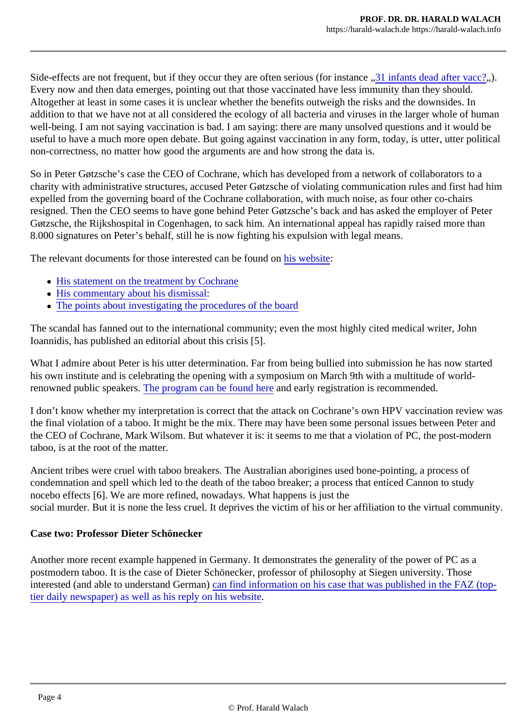Side-effects are not frequent, but if they occur they are often serious (for instance „31 infants dead after vacc?„). Every now and then data emerges, pointing out that those vaccinated have less immunity than they should. Altogether at least in some cases it is unclear whether the benefits outweigh the risks and the downsides. In addition to that we have not at all considered the ecology of all bacteria and viruses in the larger whole of human well-being. I am not saying vaccination is bad. I am saying: there are many unsolved questions and it would be useful to have a much more open debate. But going against vaccination in any form, today, is utter, utter political non-correctness, no matter how good the arguments are and how strong the data is.

So in Peter Gøtzsche's case the CEO of Cochrane, which has developed from a network of collaborators to a charity with administrative structures, accused Peter Gøtzsche of violating communication rules and first had him expelled from the governing board of the Cochrane collaboration, with much noise, as four other co-chairs resigned. Then the CEO seems to have gone behind Peter Gøtzsche's back and has asked the employer of Peter Gøtzsche, the Rijkshospital in Cogenhagen, to sack him. An international appeal has rapidly raised more than 8.000 signatures on Peter's behalf, still he is now fighting his expulsion with legal means.

The relevant documents for those interested can be found on his website:

- His statement on the treatment by Cochrane
- His commentary about his dismissal:
- The points about investigating the procedures of the board

The scandal has fanned out to the international community; even the most highly cited medical writer, John Ioannidis, has published an editorial about this crisis [5].

What I admire about Peter is his utter determination. Far from being bullied into submission he has now started his own institute and is celebrating the opening with a symposium on March 9th with a multitude of world-renowned public speakers. The program can be found here and early registration is recommended.

I don't know whether my interpretation is correct that the attack on Cochrane's own HPV vaccination review was the final violation of a taboo. It might be the mix. There may have been some personal issues between Peter and the CEO of Cochrane, Mark Wilsom. But whatever it is: it seems to me that a violation of PC, the post-modern taboo, is at the root of the matter.

Ancient tribes were cruel with taboo breakers. The Australian aborigines used bone-pointing, a process of condemnation and spell which led to the death of the taboo breaker; a process that enticed Cannon to study nocebo effects [6]. We are more refined, nowadays. What happens is just the social murder. But it is none the less cruel. It deprives the victim of his or her affiliation to the virtual community.

**Case two: Professor Dieter Schönecker**

Another more recent example happened in Germany. It demonstrates the generality of the power of PC as a postmodern taboo. It is the case of Dieter Schönecker, professor of philosophy at Siegen university. Those interested (and able to understand German) can find information on his case that was published in the FAZ (top-tier daily newspaper) as well as his reply on his website.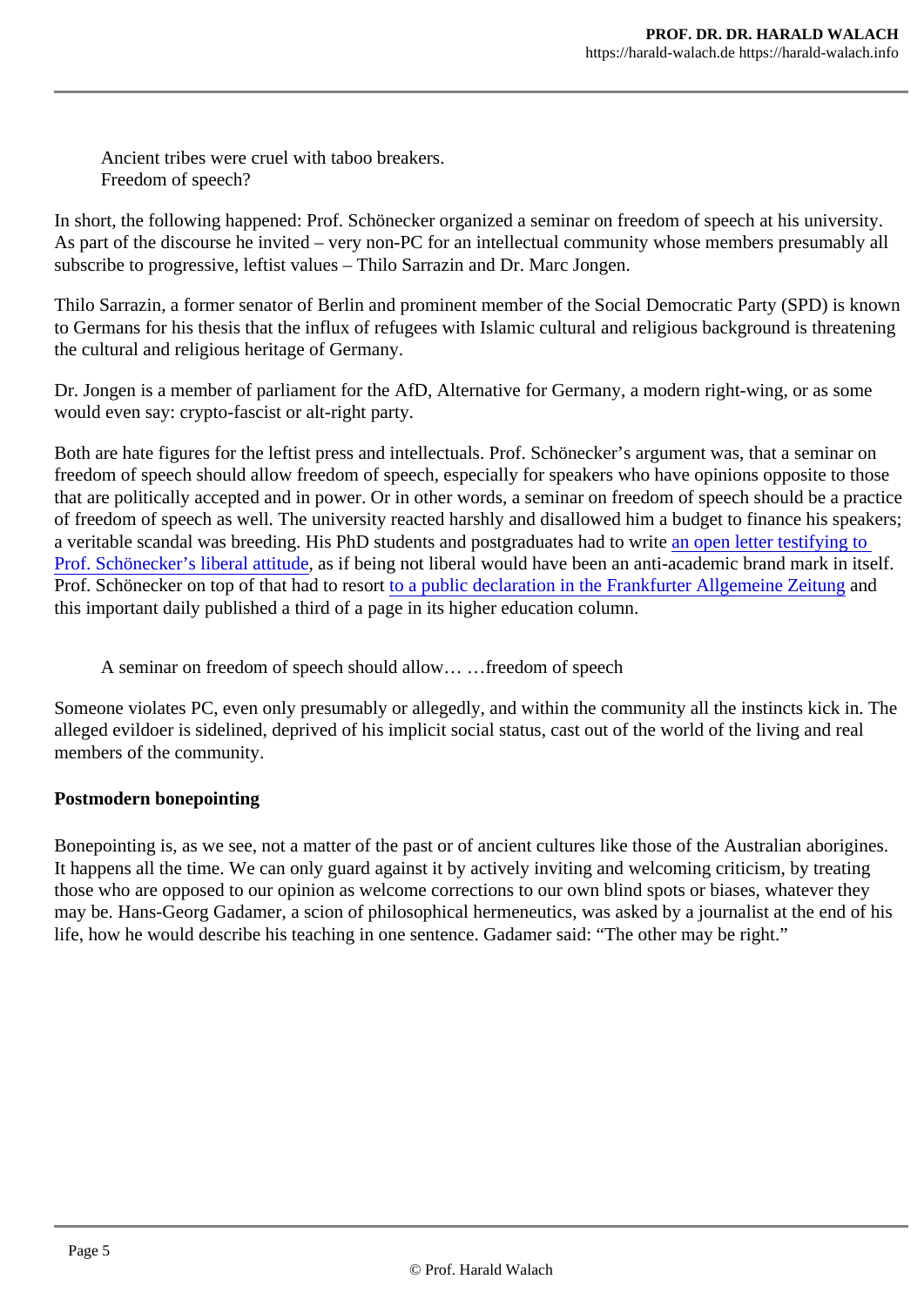> Ancient tribes were cruel with taboo breakers.
> Freedom of speech?

In short, the following happened: Prof. Schönecker organized a seminar on freedom of speech at his university. As part of the discourse he invited – very non-PC for an intellectual community whose members presumably all subscribe to progressive, leftist values – Thilo Sarrazin and Dr. Marc Jongen.

Thilo Sarrazin, a former senator of Berlin and prominent member of the Social Democratic Party (SPD) is known to Germans for his thesis that the influx of refugees with Islamic cultural and religious background is threatening the cultural and religious heritage of Germany.

Dr. Jongen is a member of parliament for the AfD, Alternative for Germany, a modern right-wing, or as some would even say: crypto-fascist or alt-right party.

Both are hate figures for the leftist press and intellectuals. Prof. Schönecker's argument was, that a seminar on freedom of speech should allow freedom of speech, especially for speakers who have opinions opposite to those that are politically accepted and in power. Or in other words, a seminar on freedom of speech should be a practice of freedom of speech as well. The university reacted harshly and disallowed him a budget to finance his speakers; a veritable scandal was breeding. His PhD students and postgraduates had to write an open letter testifying to Prof. Schönecker's liberal attitude, as if being not liberal would have been an anti-academic brand mark in itself. Prof. Schönecker on top of that had to resort to a public declaration in the Frankfurter Allgemeine Zeitung and this important daily published a third of a page in its higher education column.

> A seminar on freedom of speech should allow… …freedom of speech

Someone violates PC, even only presumably or allegedly, and within the community all the instincts kick in. The alleged evildoer is sidelined, deprived of his implicit social status, cast out of the world of the living and real members of the community.

**Postmodern bonepointing**

Bonepointing is, as we see, not a matter of the past or of ancient cultures like those of the Australian aborigines. It happens all the time. We can only guard against it by actively inviting and welcoming criticism, by treating those who are opposed to our opinion as welcome corrections to our own blind spots or biases, whatever they may be. Hans-Georg Gadamer, a scion of philosophical hermeneutics, was asked by a journalist at the end of his life, how he would describe his teaching in one sentence. Gadamer said: "The other may be right."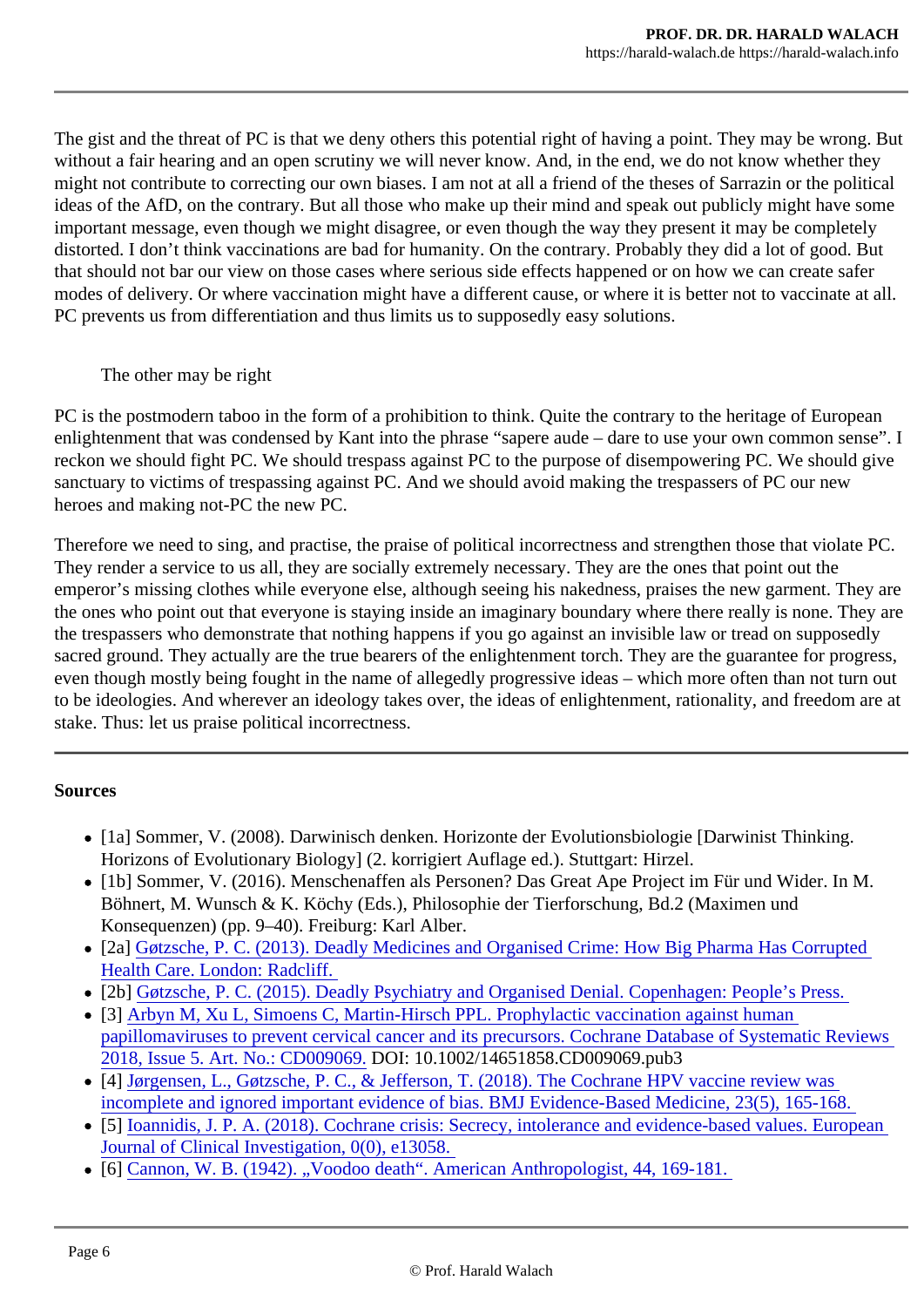The gist and the threat of PC is that we deny others this potential right of having a point. They may be wrong. But without a fair hearing and an open scrutiny we will never know. And, in the end, we do not know whether they might not contribute to correcting our own biases. I am not at all a friend of the theses of Sarrazin or the political ideas of the AfD, on the contrary. But all those who make up their mind and speak out publicly might have some important message, even though we might disagree, or even though the way they present it may be completely distorted. I don't think vaccinations are bad for humanity. On the contrary. Probably they did a lot of good. But that should not bar our view on those cases where serious side effects happened or on how we can create safer modes of delivery. Or where vaccination might have a different cause, or where it is better not to vaccinate at all. PC prevents us from differentiation and thus limits us to supposedly easy solutions.

## The other may be right

PC is the postmodern taboo in the form of a prohibition to think. Quite the contrary to the heritage of European enlightenment that was condensed by Kant into the phrase "sapere aude – dare to use your own common sense". I reckon we should fight PC. We should trespass against PC to the purpose of disempowering PC. We should give sanctuary to victims of trespassing against PC. And we should avoid making the trespassers of PC our new heroes and making not-PC the new PC.

Therefore we need to sing, and practise, the praise of political incorrectness and strengthen those that violate PC. They render a service to us all, they are socially extremely necessary. They are the ones that point out the emperor's missing clothes while everyone else, although seeing his nakedness, praises the new garment. They are the ones who point out that everyone is staying inside an imaginary boundary where there really is none. They are the trespassers who demonstrate that nothing happens if you go against an invisible law or tread on supposedly sacred ground. They actually are the true bearers of the enlightenment torch. They are the guarantee for progress, even though mostly being fought in the name of allegedly progressive ideas – which more often than not turn out to be ideologies. And wherever an ideology takes over, the ideas of enlightenment, rationality, and freedom are at stake. Thus: let us praise political incorrectness.

---

**Sources**

- [1a] Sommer, V. (2008). Darwinisch denken. Horizonte der Evolutionsbiologie [Darwinist Thinking. Horizons of Evolutionary Biology] (2. korrigiert Auflage ed.). Stuttgart: Hirzel.
- [1b] Sommer, V. (2016). Menschenaffen als Personen? Das Great Ape Project im Für und Wider. In M. Böhnert, M. Wunsch & K. Köchy (Eds.), Philosophie der Tierforschung, Bd.2 (Maximen und Konsequenzen) (pp. 9–40). Freiburg: Karl Alber.
- [2a] Gøtzsche, P. C. (2013). Deadly Medicines and Organised Crime: How Big Pharma Has Corrupted Health Care. London: Radcliff.
- [2b] Gøtzsche, P. C. (2015). Deadly Psychiatry and Organised Denial. Copenhagen: People's Press.
- [3] Arbyn M, Xu L, Simoens C, Martin-Hirsch PPL. Prophylactic vaccination against human papillomaviruses to prevent cervical cancer and its precursors. Cochrane Database of Systematic Reviews 2018, Issue 5. Art. No.: CD009069. DOI: 10.1002/14651858.CD009069.pub3
- [4] Jørgensen, L., Gøtzsche, P. C., & Jefferson, T. (2018). The Cochrane HPV vaccine review was incomplete and ignored important evidence of bias. BMJ Evidence-Based Medicine, 23(5), 165-168.
- [5] Ioannidis, J. P. A. (2018). Cochrane crisis: Secrecy, intolerance and evidence-based values. European Journal of Clinical Investigation, 0(0), e13058.
- [6] Cannon, W. B. (1942). „Voodoo death". American Anthropologist, 44, 169-181.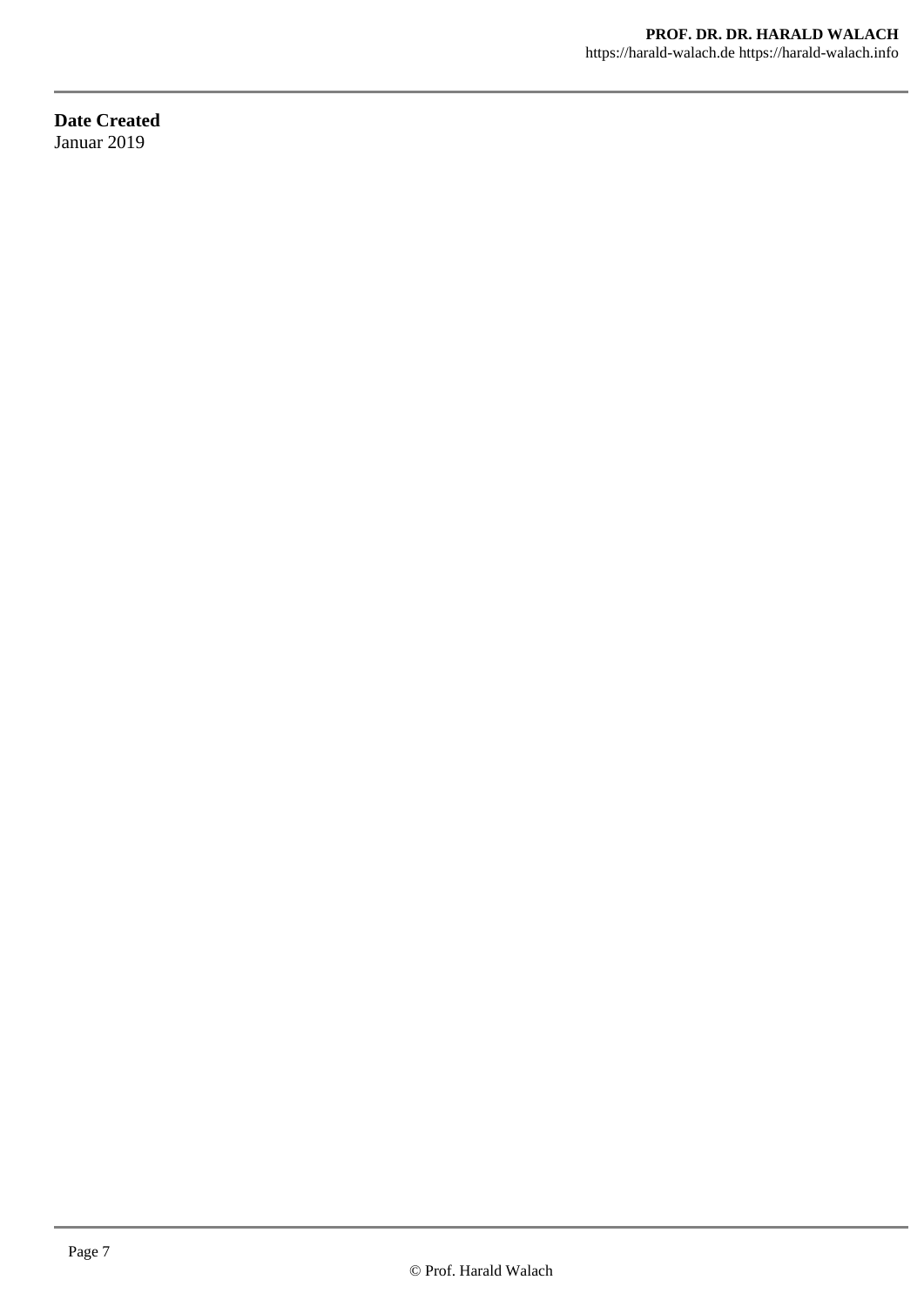**Date Created**
Januar 2019